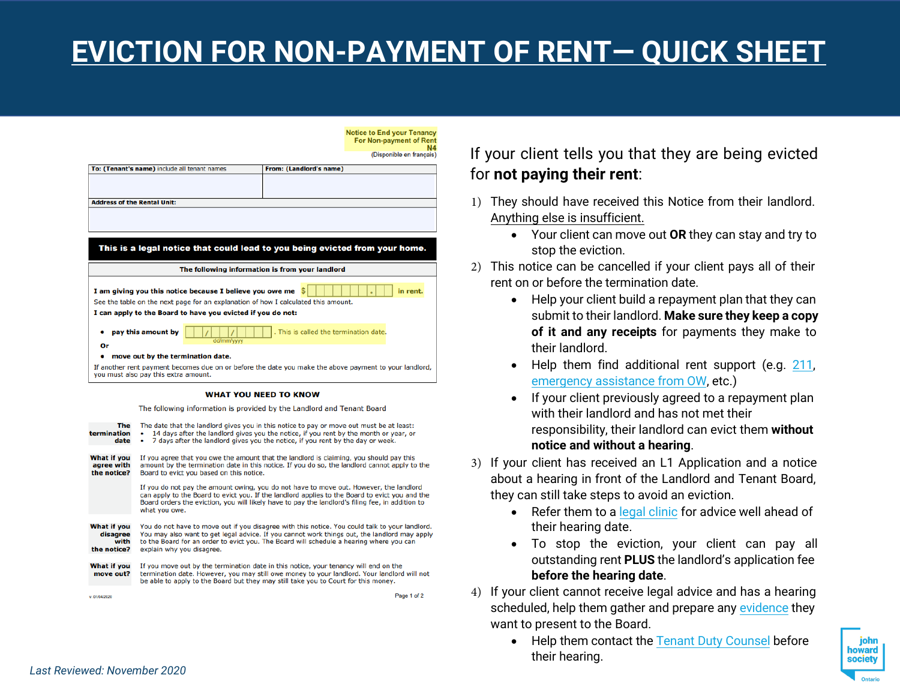# EVICTION FOR NON-PAYMENT OF RENT— QUICK SHEET

**Notice to End your Tenancy For Non-payment of Rent**
**N4**
(Disponible en français)

| **To: (Tenant's name)** include all tenant names | **From: (Landlord's name)** |
|---|---|
| | |
| **Address of the Rental Unit:** | |
| | |

**This is a legal notice that could lead to you being evicted from your home.**

**The following information is from your landlord**

**I am giving you this notice because I believe you owe me** $ ______ **in rent.**
See the table on the next page for an explanation of how I calculated this amount.
**I can apply to the Board to have you evicted if you do not:**

- **pay this amount by** ___/___/______ (dd/mm/yyyy). This is called the termination date.

**Or**

- **move out by the termination date.**

If another rent payment becomes due on or before the date you make the above payment to your landlord, you must also pay this extra amount.

**WHAT YOU NEED TO KNOW**

The following information is provided by the Landlord and Tenant Board

| | |
|---|---|
| **The termination date** | The date that the landlord gives you in this notice to pay or move out must be at least:<br>• 14 days after the landlord gives you the notice, if you rent by the month or year, or<br>• 7 days after the landlord gives you the notice, if you rent by the day or week. |
| **What if you agree with the notice?** | If you agree that you owe the amount that the landlord is claiming, you should pay this amount by the termination date in this notice. If you do so, the landlord cannot apply to the Board to evict you based on this notice.<br><br>If you do not pay the amount owing, you do not have to move out. However, the landlord can apply to the Board to evict you. If the landlord applies to the Board to evict you and the Board orders the eviction, you will likely have to pay the landlord's filing fee, in addition to what you owe. |
| **What if you disagree with the notice?** | You do not have to move out if you disagree with this notice. You could talk to your landlord. You may also want to get legal advice. If you cannot work things out, the landlord may apply to the Board for an order to evict you. The Board will schedule a hearing where you can explain why you disagree. |
| **What if you move out?** | If you move out by the termination date in this notice, your tenancy will end on the termination date. However, you may still owe money to your landlord. Your landlord will not be able to apply to the Board but they may still take you to Court for this money. |

v. 01/04/2020

If your client tells you that they are being evicted for **not paying their rent**:

1) They should have received this Notice from their landlord. Anything else is insufficient.
   - Your client can move out **OR** they can stay and try to stop the eviction.
2) This notice can be cancelled if your client pays all of their rent on or before the termination date.
   - Help your client build a repayment plan that they can submit to their landlord. **Make sure they keep a copy of it and any receipts** for payments they make to their landlord.
   - Help them find additional rent support (e.g. 211, emergency assistance from OW, etc.)
   - If your client previously agreed to a repayment plan with their landlord and has not met their responsibility, their landlord can evict them **without notice and without a hearing**.
3) If your client has received an L1 Application and a notice about a hearing in front of the Landlord and Tenant Board, they can still take steps to avoid an eviction.
   - Refer them to a legal clinic for advice well ahead of their hearing date.
   - To stop the eviction, your client can pay all outstanding rent **PLUS** the landlord's application fee **before the hearing date**.
4) If your client cannot receive legal advice and has a hearing scheduled, help them gather and prepare any evidence they want to present to the Board.
   - Help them contact the Tenant Duty Counsel before their hearing.

*Last Reviewed: November 2020*

john howard society Ontario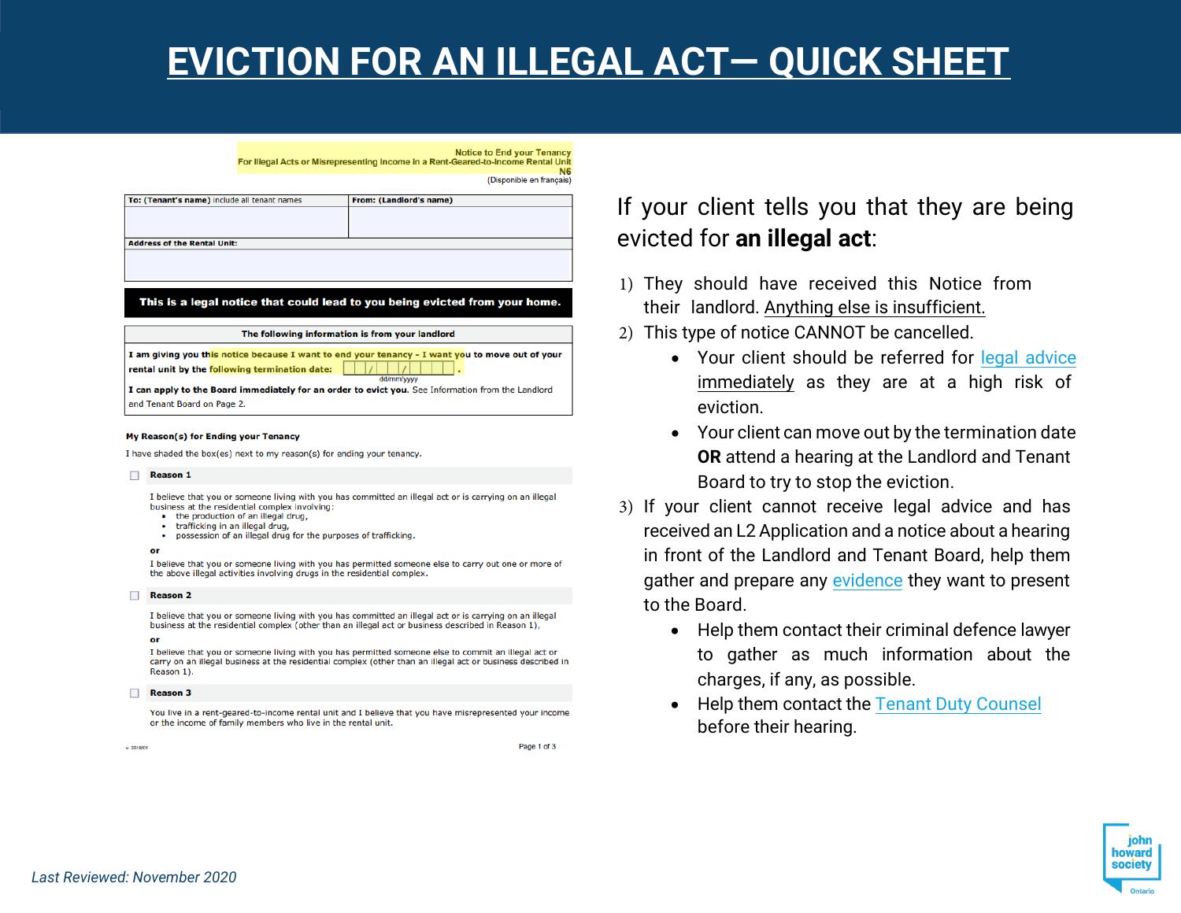# EVICTION FOR AN ILLEGAL ACT— QUICK SHEET

Notice to End your Tenancy
For Illegal Acts or Misrepresenting Income in a Rent-Geared-to-Income Rental Unit
N6
(Disponible en français)

| To: (Tenant's name) include all tenant names | From: (Landlord's name) |
|---|---|
| | |
| Address of the Rental Unit: | |
| | |

**This is a legal notice that could lead to you being evicted from your home.**

**The following information is from your landlord**

**I am giving you this notice because I want to end your tenancy - I want you to move out of your rental unit by the following termination date:** __/__/____ (dd/mm/yyyy).

**I can apply to the Board immediately for an order to evict you.** See Information from the Landlord and Tenant Board on Page 2.

**My Reason(s) for Ending your Tenancy**

I have shaded the box(es) next to my reason(s) for ending your tenancy.

☐ **Reason 1**

I believe that you or someone living with you has committed an illegal act or is carrying on an illegal business at the residential complex involving:

- the production of an illegal drug,
- trafficking in an illegal drug,
- possession of an illegal drug for the purposes of trafficking.

**or**

I believe that you or someone living with you has permitted someone else to carry out one or more of the above illegal activities involving drugs in the residential complex.

☐ **Reason 2**

I believe that you or someone living with you has committed an illegal act or is carrying on an illegal business at the residential complex (other than an illegal act or business described in Reason 1),

**or**

I believe that you or someone living with you has permitted someone else to commit an illegal act or carry on an illegal business at the residential complex (other than an illegal act or business described in Reason 1).

☐ **Reason 3**

You live in a rent-geared-to-income rental unit and I believe that you have misrepresented your income or the income of family members who live in the rental unit.

v. 2018/01

If your client tells you that they are being evicted for **an illegal act**:

1) They should have received this Notice from their landlord. Anything else is insufficient.
2) This type of notice CANNOT be cancelled.
   - Your client should be referred for legal advice immediately as they are at a high risk of eviction.
   - Your client can move out by the termination date **OR** attend a hearing at the Landlord and Tenant Board to try to stop the eviction.
3) If your client cannot receive legal advice and has received an L2 Application and a notice about a hearing in front of the Landlord and Tenant Board, help them gather and prepare any evidence they want to present to the Board.
   - Help them contact their criminal defence lawyer to gather as much information about the charges, if any, as possible.
   - Help them contact the Tenant Duty Counsel before their hearing.

*Last Reviewed: November 2020*

john howard society Ontario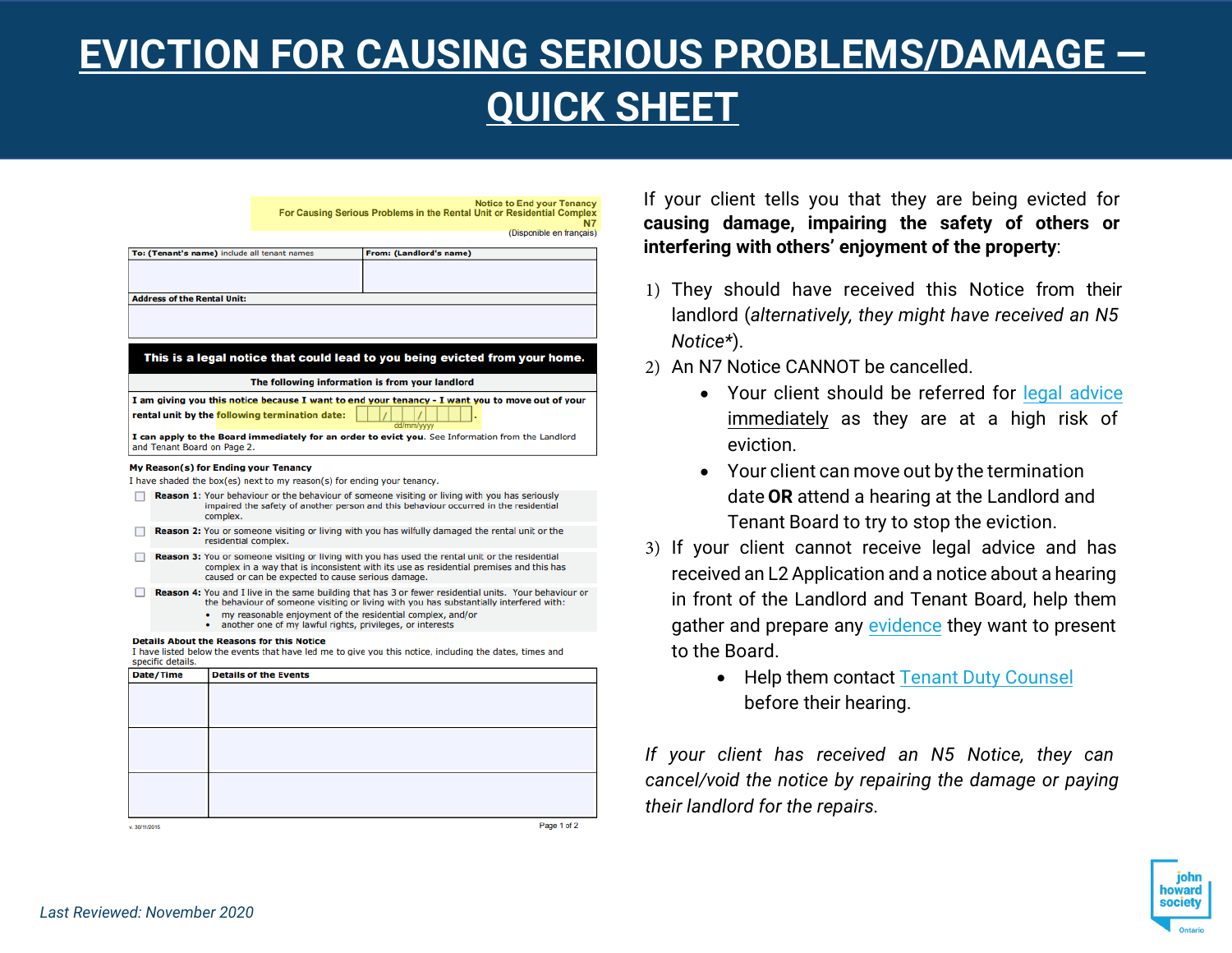# EVICTION FOR CAUSING SERIOUS PROBLEMS/DAMAGE – QUICK SHEET

Notice to End your Tenancy
For Causing Serious Problems in the Rental Unit or Residential Complex
N7
(Disponible en français)

| To: (Tenant's name) include all tenant names | From: (Landlord's name) |
|---|---|
| | |

**Address of the Rental Unit:**

**This is a legal notice that could lead to you being evicted from your home.**

**The following information is from your landlord**

**I am giving you this notice because I want to end your tenancy - I want you to move out of your rental unit by the following termination date:** ___/___/___ (dd/mm/yyyy).

**I can apply to the Board immediately for an order to evict you.** See Information from the Landlord and Tenant Board on Page 2.

**My Reason(s) for Ending your Tenancy**

I have shaded the box(es) next to my reason(s) for ending your tenancy.

- ☐ **Reason 1:** Your behaviour or the behaviour of someone visiting or living with you has seriously impaired the safety of another person and this behaviour occurred in the residential complex.
- ☐ **Reason 2:** You or someone visiting or living with you has wilfully damaged the rental unit or the residential complex.
- ☐ **Reason 3:** You or someone visiting or living with you has used the rental unit or the residential complex in a way that is inconsistent with its use as residential premises and this has caused or can be expected to cause serious damage.
- ☐ **Reason 4:** You and I live in the same building that has 3 or fewer residential units. Your behaviour or the behaviour of someone visiting or living with you has substantially interfered with:
  - my reasonable enjoyment of the residential complex, and/or
  - another one of my lawful rights, privileges, or interests

**Details About the Reasons for this Notice**

I have listed below the events that have led me to give you this notice, including the dates, times and specific details.

| Date/Time | Details of the Events |
|---|---|
| | |
| | |
| | |

v. 30/11/2015

If your client tells you that they are being evicted for **causing damage, impairing the safety of others or interfering with others' enjoyment of the property**:

1) They should have received this Notice from their landlord (*alternatively, they might have received an N5 Notice**).
2) An N7 Notice CANNOT be cancelled.
   - Your client should be referred for legal advice immediately as they are at a high risk of eviction.
   - Your client can move out by the termination date **OR** attend a hearing at the Landlord and Tenant Board to try to stop the eviction.
3) If your client cannot receive legal advice and has received an L2 Application and a notice about a hearing in front of the Landlord and Tenant Board, help them gather and prepare any evidence they want to present to the Board.
   - Help them contact Tenant Duty Counsel before their hearing.

*If your client has received an N5 Notice, they can cancel/void the notice by repairing the damage or paying their landlord for the repairs.*

*Last Reviewed: November 2020*

john howard society Ontario